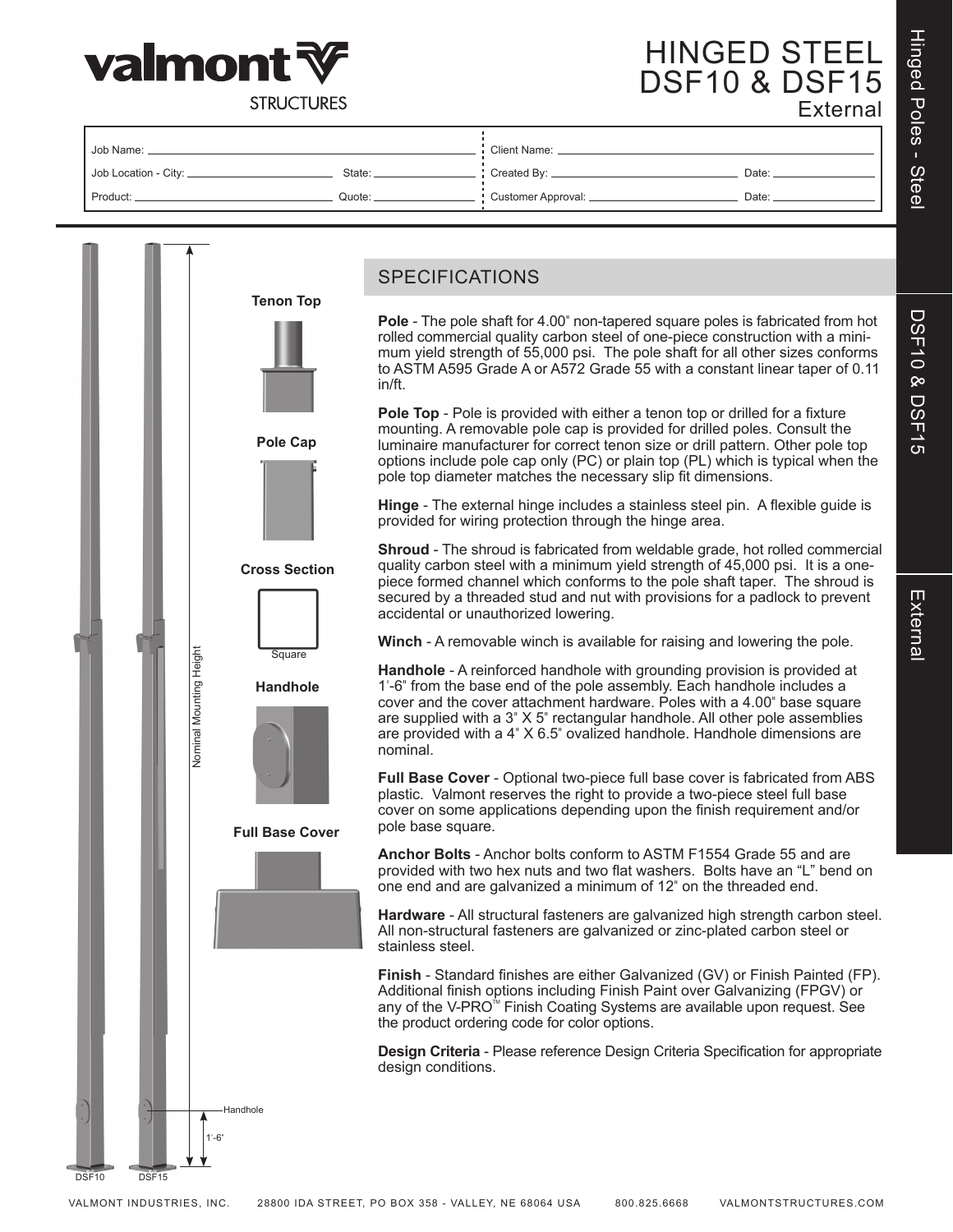# valmont STRUCTURES

# HINGED STEEL DSF10 & DSF15

## External

| | | | |
|---|---|---|---|
| Job Name: | | Client Name: | |
| Job Location - City: | State: | Created By: | Date: |
| Product: | Quote: | Customer Approval: | Date: |

Tenon Top

Pole Cap

Cross Section

Square

Handhole

Full Base Cover

Nominal Mounting Height

Handhole

1'-6"

DSF10 DSF15

## SPECIFICATIONS

**Pole** - The pole shaft for 4.00" non-tapered square poles is fabricated from hot rolled commercial quality carbon steel of one-piece construction with a minimum yield strength of 55,000 psi. The pole shaft for all other sizes conforms to ASTM A595 Grade A or A572 Grade 55 with a constant linear taper of 0.11 in/ft.

**Pole Top** - Pole is provided with either a tenon top or drilled for a fixture mounting. A removable pole cap is provided for drilled poles. Consult the luminaire manufacturer for correct tenon size or drill pattern. Other pole top options include pole cap only (PC) or plain top (PL) which is typical when the pole top diameter matches the necessary slip fit dimensions.

**Hinge** - The external hinge includes a stainless steel pin. A flexible guide is provided for wiring protection through the hinge area.

**Shroud** - The shroud is fabricated from weldable grade, hot rolled commercial quality carbon steel with a minimum yield strength of 45,000 psi. It is a one-piece formed channel which conforms to the pole shaft taper. The shroud is secured by a threaded stud and nut with provisions for a padlock to prevent accidental or unauthorized lowering.

**Winch** - A removable winch is available for raising and lowering the pole.

**Handhole** - A reinforced handhole with grounding provision is provided at 1'-6" from the base end of the pole assembly. Each handhole includes a cover and the cover attachment hardware. Poles with a 4.00" base square are supplied with a 3" X 5" rectangular handhole. All other pole assemblies are provided with a 4" X 6.5" ovalized handhole. Handhole dimensions are nominal.

**Full Base Cover** - Optional two-piece full base cover is fabricated from ABS plastic. Valmont reserves the right to provide a two-piece steel full base cover on some applications depending upon the finish requirement and/or pole base square.

**Anchor Bolts** - Anchor bolts conform to ASTM F1554 Grade 55 and are provided with two hex nuts and two flat washers. Bolts have an “L” bend on one end and are galvanized a minimum of 12" on the threaded end.

**Hardware** - All structural fasteners are galvanized high strength carbon steel. All non-structural fasteners are galvanized or zinc-plated carbon steel or stainless steel.

**Finish** - Standard finishes are either Galvanized (GV) or Finish Painted (FP). Additional finish options including Finish Paint over Galvanizing (FPGV) or any of the V-PRO™ Finish Coating Systems are available upon request. See the product ordering code for color options.

**Design Criteria** - Please reference Design Criteria Specification for appropriate design conditions.

VALMONT INDUSTRIES, INC. 28800 IDA STREET, PO BOX 358 - VALLEY, NE 68064 USA 800.825.6668 VALMONTSTRUCTURES.COM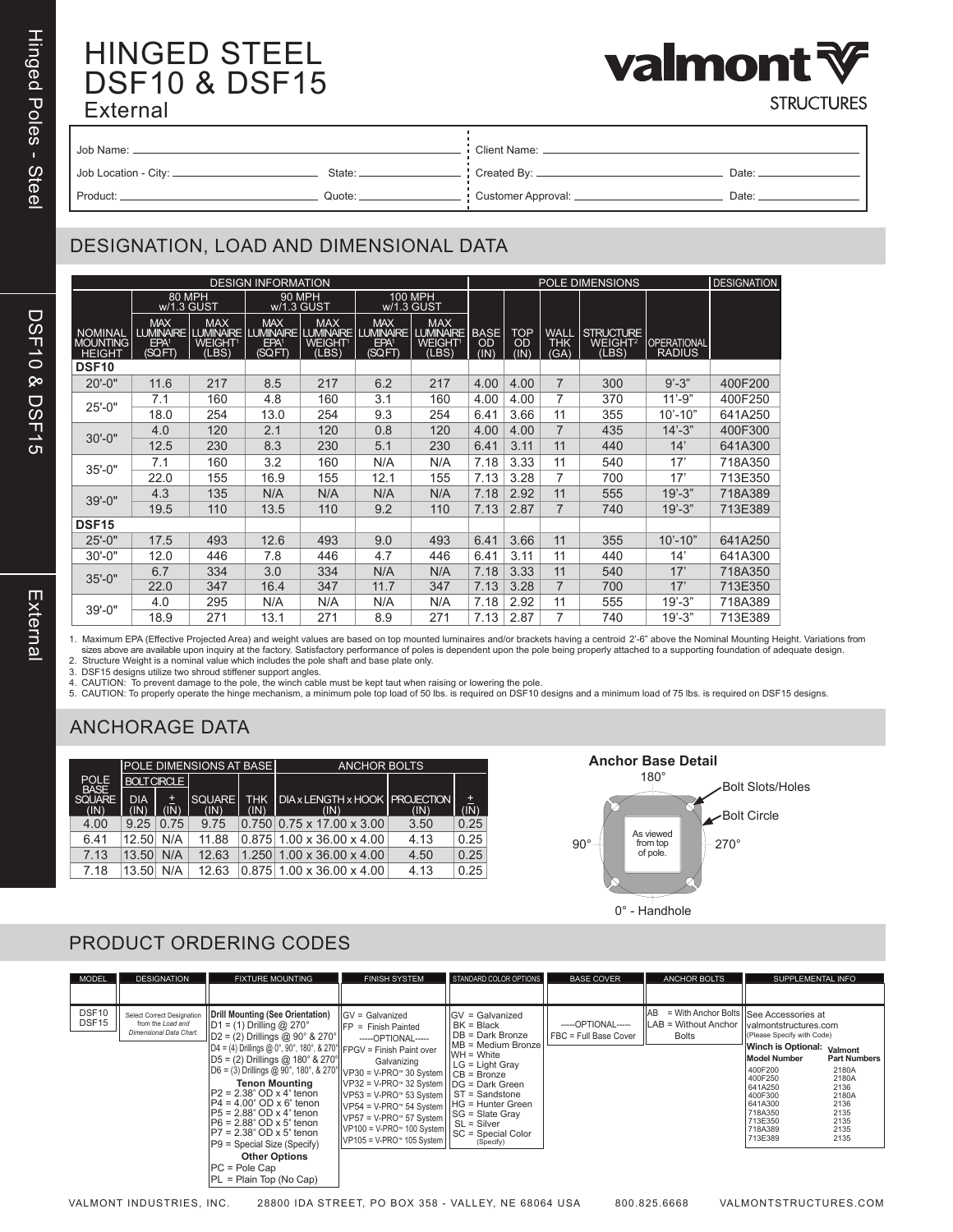# HINGED STEEL DSF10 & DSF15

External

valmont STRUCTURES

Job Name:

Job Location - City: State:

Product: Quote:

Client Name:

Created By: Date:

Customer Approval: Date:

## DESIGNATION, LOAD AND DIMENSIONAL DATA

| | DESIGN INFORMATION | | | | | | POLE DIMENSIONS | | | | | DESIGNATION |
|---|---|---|---|---|---|---|---|---|---|---|---|---|
| | 80 MPH w/1.3 GUST | | 90 MPH w/1.3 GUST | | 100 MPH w/1.3 GUST | | | | | | | |
| NOMINAL MOUNTING HEIGHT | MAX LUMINAIRE EPA[1] (SQ FT) | MAX LUMINAIRE WEIGHT[1] (LBS) | MAX LUMINAIRE EPA[1] (SQ FT) | MAX LUMINAIRE WEIGHT[1] (LBS) | MAX LUMINAIRE EPA[1] (SQ FT) | MAX LUMINAIRE WEIGHT[1] (LBS) | BASE OD (IN) | TOP OD (IN) | WALL THK (GA) | STRUCTURE WEIGHT[2] (LBS) | OPERATIONAL RADIUS | |
| **DSF10** | | | | | | | | | | | | |
| 20'-0" | 11.6 | 217 | 8.5 | 217 | 6.2 | 217 | 4.00 | 4.00 | 7 | 300 | 9'-3" | 400F200 |
| 25'-0" | 7.1 | 160 | 4.8 | 160 | 3.1 | 160 | 4.00 | 4.00 | 7 | 370 | 11'-9" | 400F250 |
| | 18.0 | 254 | 13.0 | 254 | 9.3 | 254 | 6.41 | 3.66 | 11 | 355 | 10'-10" | 641A250 |
| 30'-0" | 4.0 | 120 | 2.1 | 120 | 0.8 | 120 | 4.00 | 4.00 | 7 | 435 | 14'-3" | 400F300 |
| | 12.5 | 230 | 8.3 | 230 | 5.1 | 230 | 6.41 | 3.11 | 11 | 440 | 14' | 641A300 |
| 35'-0" | 7.1 | 160 | 3.2 | 160 | N/A | N/A | 7.18 | 3.33 | 11 | 540 | 17' | 718A350 |
| | 22.0 | 155 | 16.9 | 155 | 12.1 | 155 | 7.13 | 3.28 | 7 | 700 | 17' | 713E350 |
| 39'-0" | 4.3 | 135 | N/A | N/A | N/A | N/A | 7.18 | 2.92 | 11 | 555 | 19'-3" | 718A389 |
| | 19.5 | 110 | 13.5 | 110 | 9.2 | 110 | 7.13 | 2.87 | 7 | 740 | 19'-3" | 713E389 |
| **DSF15** | | | | | | | | | | | | |
| 25'-0" | 17.5 | 493 | 12.6 | 493 | 9.0 | 493 | 6.41 | 3.66 | 11 | 355 | 10'-10" | 641A250 |
| 30'-0" | 12.0 | 446 | 7.8 | 446 | 4.7 | 446 | 6.41 | 3.11 | 11 | 440 | 14' | 641A300 |
| 35'-0" | 6.7 | 334 | 3.0 | 334 | N/A | N/A | 7.18 | 3.33 | 11 | 540 | 17' | 718A350 |
| | 22.0 | 347 | 16.4 | 347 | 11.7 | 347 | 7.13 | 3.28 | 7 | 700 | 17' | 713E350 |
| 39'-0" | 4.0 | 295 | N/A | N/A | N/A | N/A | 7.18 | 2.92 | 11 | 555 | 19'-3" | 718A389 |
| | 18.9 | 271 | 13.1 | 271 | 8.9 | 271 | 7.13 | 2.87 | 7 | 740 | 19'-3" | 713E389 |

1. Maximum EPA (Effective Projected Area) and weight values are based on top mounted luminaires and/or brackets having a centroid 2'-6" above the Nominal Mounting Height. Variations from sizes above are available upon inquiry at the factory. Satisfactory performance of poles is dependent upon the pole being properly attached to a supporting foundation of adequate design.
2. Structure Weight is a nominal value which includes the pole shaft and base plate only.
3. DSF15 designs utilize two shroud stiffener support angles.
4. CAUTION: To prevent damage to the pole, the winch cable must be kept taut when raising or lowering the pole.
5. CAUTION: To properly operate the hinge mechanism, a minimum pole top load of 50 lbs. is required on DSF10 designs and a minimum load of 75 lbs. is required on DSF15 designs.

## ANCHORAGE DATA

| | POLE DIMENSIONS AT BASE | | | | ANCHOR BOLTS | | |
|---|---|---|---|---|---|---|---|
| | BOLT CIRCLE | | | | | | |
| POLE BASE SQUARE (IN) | DIA (IN) | ± (IN) | SQUARE (IN) | THK (IN) | DIA x LENGTH x HOOK (IN) | PROJECTION (IN) | ± (IN) |
| 4.00 | 9.25 | 0.75 | 9.75 | 0.750 | 0.75 x 17.00 x 3.00 | 3.50 | 0.25 |
| 6.41 | 12.50 | N/A | 11.88 | 0.875 | 1.00 x 36.00 x 4.00 | 4.13 | 0.25 |
| 7.13 | 13.50 | N/A | 12.63 | 1.250 | 1.00 x 36.00 x 4.00 | 4.50 | 0.25 |
| 7.18 | 13.50 | N/A | 12.63 | 0.875 | 1.00 x 36.00 x 4.00 | 4.13 | 0.25 |

**Anchor Base Detail**

180° — Bolt Slots/Holes — Bolt Circle — 90° — 270° — As viewed from top of pole. — 0° - Handhole

## PRODUCT ORDERING CODES

| MODEL | DESIGNATION | FIXTURE MOUNTING | FINISH SYSTEM | STANDARD COLOR OPTIONS | BASE COVER | ANCHOR BOLTS | SUPPLEMENTAL INFO |
|---|---|---|---|---|---|---|---|
| | | | | | | | |
| DSF10<br>DSF15 | Select Correct Designation from the *Load and Dimensional Data Chart.* | **Drill Mounting (See Orientation)**<br>D1 = (1) Drilling @ 270°<br>D2 = (2) Drillings @ 90° & 270°<br>D4 = (4) Drillings @ 0°, 90°, 180°, & 270°<br>D5 = (2) Drillings @ 180° & 270°<br>D6 = (3) Drillings @ 90°, 180°, & 270°<br>**Tenon Mounting**<br>P2 = 2.38" OD x 4" tenon<br>P4 = 4.00" OD x 6" tenon<br>P5 = 2.88" OD x 4" tenon<br>P6 = 2.88" OD x 5" tenon<br>P7 = 2.38" OD x 5" tenon<br>P9 = Special Size (Specify)<br>**Other Options**<br>PC = Pole Cap<br>PL = Plain Top (No Cap) | GV = Galvanized<br>FP = Finish Painted<br>-----OPTIONAL-----<br>FPGV = Finish Paint over Galvanizing<br>VP30 = V-PRO™ 30 System<br>VP32 = V-PRO™ 32 System<br>VP53 = V-PRO™ 53 System<br>VP54 = V-PRO™ 54 System<br>VP57 = V-PRO™ 57 System<br>VP100 = V-PRO™ 100 System<br>VP105 = V-PRO™ 105 System | GV = Galvanized<br>BK = Black<br>DB = Dark Bronze<br>MB = Medium Bronze<br>WH = White<br>LG = Light Gray<br>CB = Bronze<br>DG = Dark Green<br>ST = Sandstone<br>HG = Hunter Green<br>SG = Slate Gray<br>SL = Silver<br>SC = Special Color (Specify) | -----OPTIONAL-----<br>FBC = Full Base Cover | AB = With Anchor Bolts<br>LAB = Without Anchor Bolts | See Accessories at valmontstructures.com (Please Specify with Code)<br>**Winch is Optional:**<br>**Model Number / Valmont Part Numbers**<br>400F200 — 2180A<br>400F250 — 2180A<br>641A250 — 2136<br>400F300 — 2180A<br>641A300 — 2136<br>718A350 — 2135<br>713E350 — 2135<br>718A389 — 2135<br>713E389 — 2135 |

VALMONT INDUSTRIES, INC. 28800 IDA STREET, PO BOX 358 - VALLEY, NE 68064 USA 800.825.6668 VALMONTSTRUCTURES.COM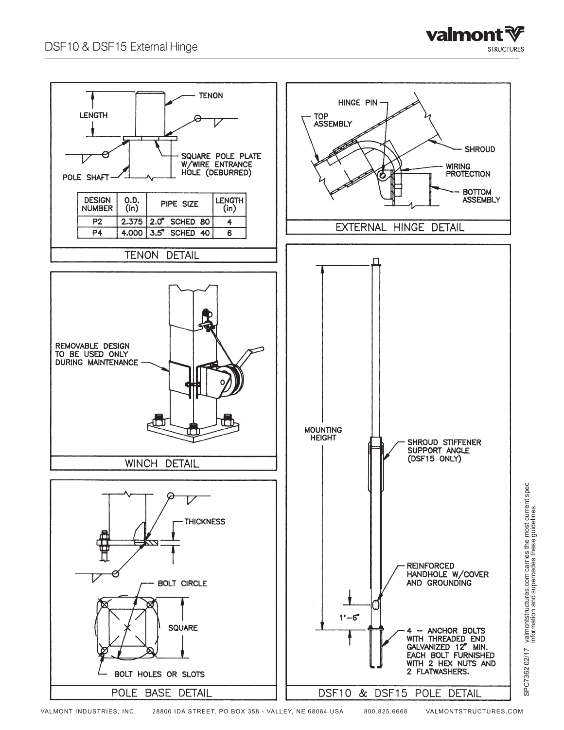# DSF10 & DSF15 External Hinge

## TENON DETAIL

TENON

LENGTH

SQUARE POLE PLATE W/WIRE ENTRANCE HOLE (DEBURRED)

POLE SHAFT

| DESIGN NUMBER | O.D. (in) | PIPE SIZE | LENGTH (in) |
|---|---|---|---|
| P2 | 2.375 | 2.0" SCHED 80 | 4 |
| P4 | 4.000 | 3.5" SCHED 40 | 6 |

## EXTERNAL HINGE DETAIL

HINGE PIN

TOP ASSEMBLY

SHROUD

WIRING PROTECTION

BOTTOM ASSEMBLY

## WINCH DETAIL

REMOVABLE DESIGN TO BE USED ONLY DURING MAINTENANCE

## DSF10 & DSF15 POLE DETAIL

MOUNTING HEIGHT

SHROUD STIFFENER SUPPORT ANGLE (DSF15 ONLY)

REINFORCED HANDHOLE W/COVER AND GROUNDING

1'–6"

4 – ANCHOR BOLTS WITH THREADED END GALVANIZED 12" MIN. EACH BOLT FURNISHED WITH 2 HEX NUTS AND 2 FLATWASHERS.

## POLE BASE DETAIL

THICKNESS

BOLT CIRCLE

SQUARE

BOLT HOLES OR SLOTS

SPC7362 02/17 valmontstructures.com carries the most current spec information and supercedes these guidelines.